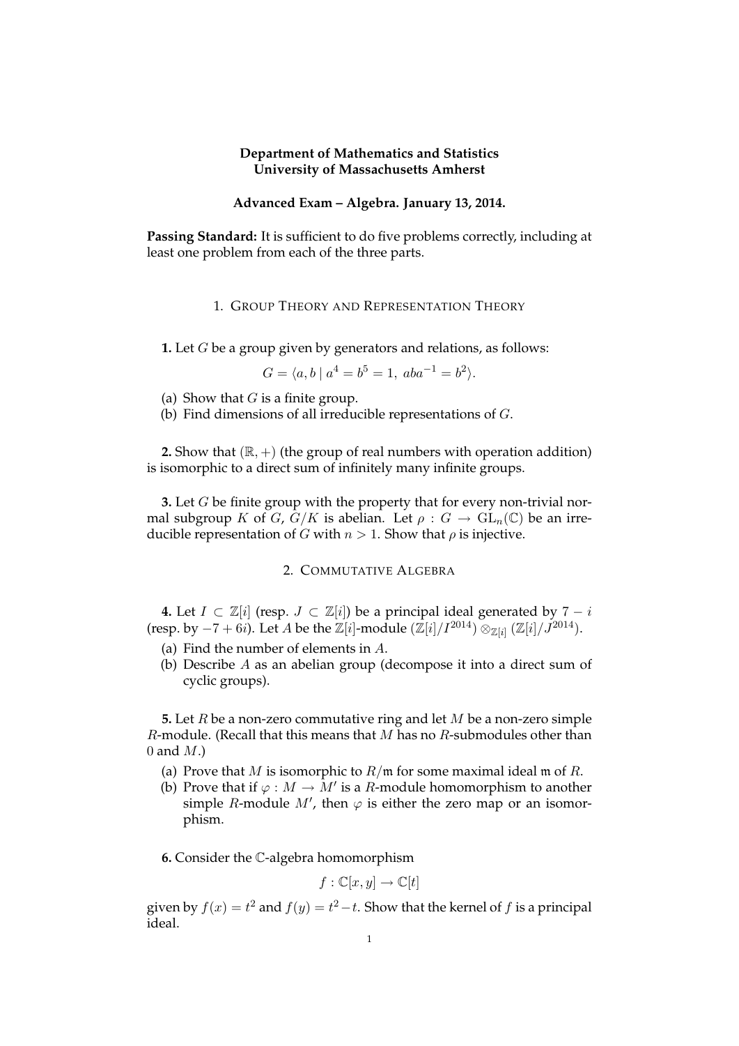**Department of Mathematics and Statistics**
**University of Massachusetts Amherst**

**Advanced Exam – Algebra. January 13, 2014.**

**Passing Standard:** It is sufficient to do five problems correctly, including at least one problem from each of the three parts.

## 1. Group Theory and Representation Theory

**1.** Let $G$ be a group given by generators and relations, as follows:

$$G = \langle a, b \mid a^4 = b^5 = 1,\ aba^{-1} = b^2 \rangle.$$

(a) Show that $G$ is a finite group.
(b) Find dimensions of all irreducible representations of $G$.

**2.** Show that $(\mathbb{R}, +)$ (the group of real numbers with operation addition) is isomorphic to a direct sum of infinitely many infinite groups.

**3.** Let $G$ be finite group with the property that for every non-trivial normal subgroup $K$ of $G$, $G/K$ is abelian. Let $\rho : G \to \mathrm{GL}_n(\mathbb{C})$ be an irreducible representation of $G$ with $n > 1$. Show that $\rho$ is injective.

## 2. Commutative Algebra

**4.** Let $I \subset \mathbb{Z}[i]$ (resp. $J \subset \mathbb{Z}[i]$) be a principal ideal generated by $7 - i$ (resp. by $-7 + 6i$). Let $A$ be the $\mathbb{Z}[i]$-module $(\mathbb{Z}[i]/I^{2014}) \otimes_{\mathbb{Z}[i]} (\mathbb{Z}[i]/J^{2014})$.

(a) Find the number of elements in $A$.
(b) Describe $A$ as an abelian group (decompose it into a direct sum of cyclic groups).

**5.** Let $R$ be a non-zero commutative ring and let $M$ be a non-zero simple $R$-module. (Recall that this means that $M$ has no $R$-submodules other than $0$ and $M$.)

(a) Prove that $M$ is isomorphic to $R/\mathfrak{m}$ for some maximal ideal $\mathfrak{m}$ of $R$.
(b) Prove that if $\varphi : M \to M'$ is a $R$-module homomorphism to another simple $R$-module $M'$, then $\varphi$ is either the zero map or an isomorphism.

**6.** Consider the $\mathbb{C}$-algebra homomorphism

$$f : \mathbb{C}[x, y] \to \mathbb{C}[t]$$

given by $f(x) = t^2$ and $f(y) = t^2 - t$. Show that the kernel of $f$ is a principal ideal.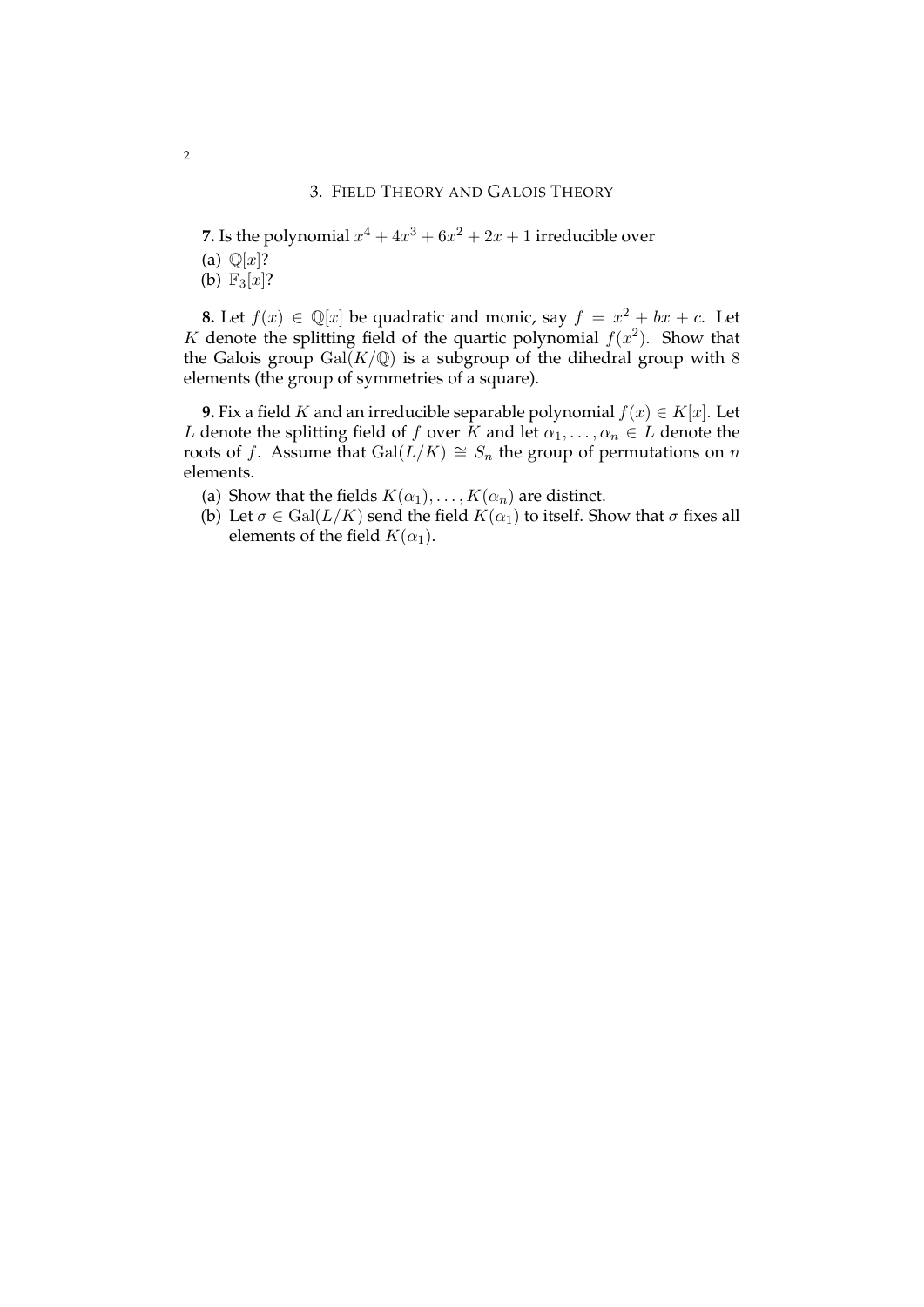## 3. Field Theory and Galois Theory

**7.** Is the polynomial $x^4 + 4x^3 + 6x^2 + 2x + 1$ irreducible over

(a) $\mathbb{Q}[x]$?

(b) $\mathbb{F}_3[x]$?

**8.** Let $f(x) \in \mathbb{Q}[x]$ be quadratic and monic, say $f = x^2 + bx + c$. Let $K$ denote the splitting field of the quartic polynomial $f(x^2)$. Show that the Galois group $\mathrm{Gal}(K/\mathbb{Q})$ is a subgroup of the dihedral group with 8 elements (the group of symmetries of a square).

**9.** Fix a field $K$ and an irreducible separable polynomial $f(x) \in K[x]$. Let $L$ denote the splitting field of $f$ over $K$ and let $\alpha_1, \ldots, \alpha_n \in L$ denote the roots of $f$. Assume that $\mathrm{Gal}(L/K) \cong S_n$ the group of permutations on $n$ elements.

(a) Show that the fields $K(\alpha_1), \ldots, K(\alpha_n)$ are distinct.

(b) Let $\sigma \in \mathrm{Gal}(L/K)$ send the field $K(\alpha_1)$ to itself. Show that $\sigma$ fixes all elements of the field $K(\alpha_1)$.